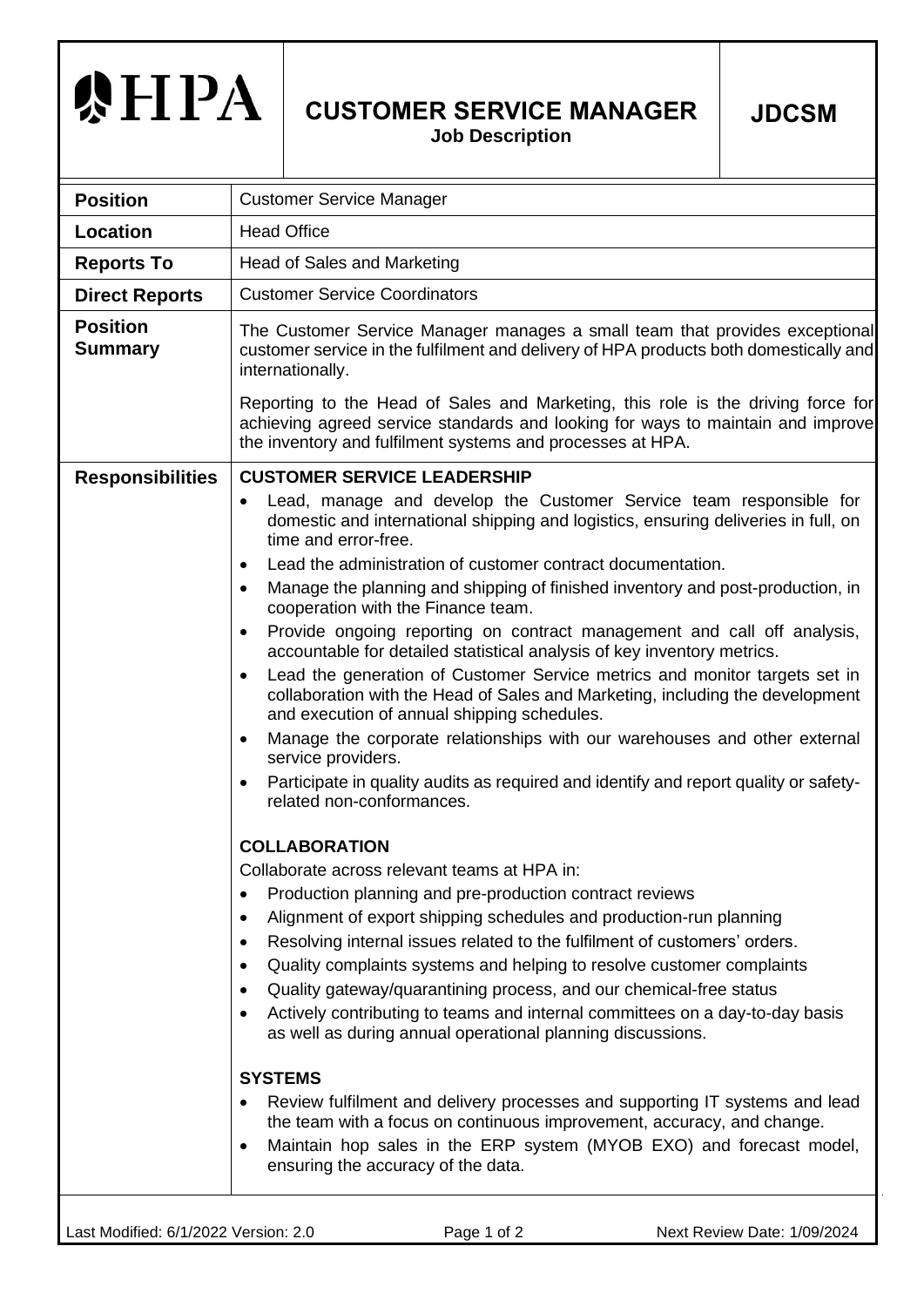# HPA

## CUSTOMER SERVICE MANAGER

**Job Description**

**JDCSM**

| | |
|---|---|
| **Position** | Customer Service Manager |
| **Location** | Head Office |
| **Reports To** | Head of Sales and Marketing |
| **Direct Reports** | Customer Service Coordinators |
| **Position Summary** | The Customer Service Manager manages a small team that provides exceptional customer service in the fulfilment and delivery of HPA products both domestically and internationally.<br><br>Reporting to the Head of Sales and Marketing, this role is the driving force for achieving agreed service standards and looking for ways to maintain and improve the inventory and fulfilment systems and processes at HPA. |

**Responsibilities**

**CUSTOMER SERVICE LEADERSHIP**

- Lead, manage and develop the Customer Service team responsible for domestic and international shipping and logistics, ensuring deliveries in full, on time and error-free.
- Lead the administration of customer contract documentation.
- Manage the planning and shipping of finished inventory and post-production, in cooperation with the Finance team.
- Provide ongoing reporting on contract management and call off analysis, accountable for detailed statistical analysis of key inventory metrics.
- Lead the generation of Customer Service metrics and monitor targets set in collaboration with the Head of Sales and Marketing, including the development and execution of annual shipping schedules.
- Manage the corporate relationships with our warehouses and other external service providers.
- Participate in quality audits as required and identify and report quality or safety-related non-conformances.

**COLLABORATION**

Collaborate across relevant teams at HPA in:

- Production planning and pre-production contract reviews
- Alignment of export shipping schedules and production-run planning
- Resolving internal issues related to the fulfilment of customers' orders.
- Quality complaints systems and helping to resolve customer complaints
- Quality gateway/quarantining process, and our chemical-free status
- Actively contributing to teams and internal committees on a day-to-day basis as well as during annual operational planning discussions.

**SYSTEMS**

- Review fulfilment and delivery processes and supporting IT systems and lead the team with a focus on continuous improvement, accuracy, and change.
- Maintain hop sales in the ERP system (MYOB EXO) and forecast model, ensuring the accuracy of the data.

Last Modified: 6/1/2022 Version: 2.0 — Next Review Date: 1/09/2024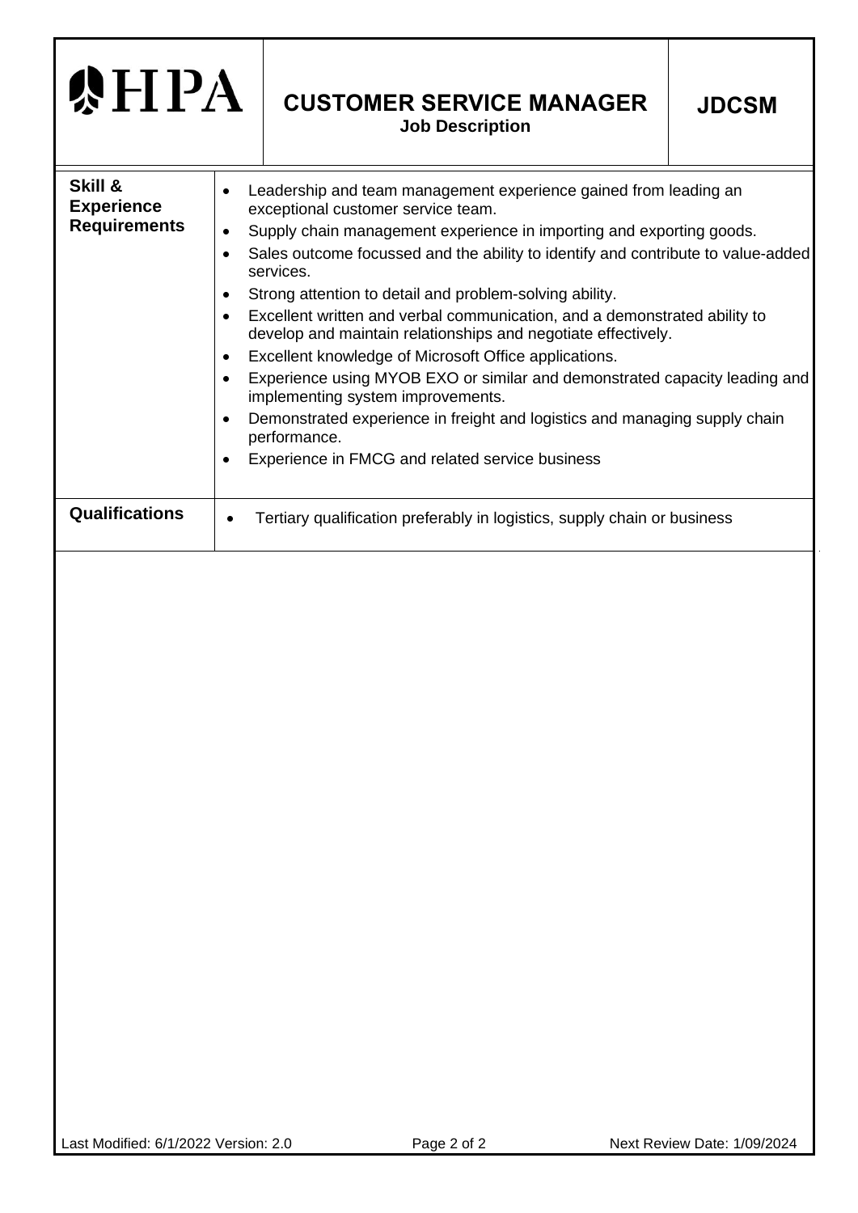| | |
|---|---|
| **Skill & Experience Requirements** | • Leadership and team management experience gained from leading an exceptional customer service team.<br>• Supply chain management experience in importing and exporting goods.<br>• Sales outcome focussed and the ability to identify and contribute to value-added services.<br>• Strong attention to detail and problem-solving ability.<br>• Excellent written and verbal communication, and a demonstrated ability to develop and maintain relationships and negotiate effectively.<br>• Excellent knowledge of Microsoft Office applications.<br>• Experience using MYOB EXO or similar and demonstrated capacity leading and implementing system improvements.<br>• Demonstrated experience in freight and logistics and managing supply chain performance.<br>• Experience in FMCG and related service business |
| **Qualifications** | • Tertiary qualification preferably in logistics, supply chain or business |